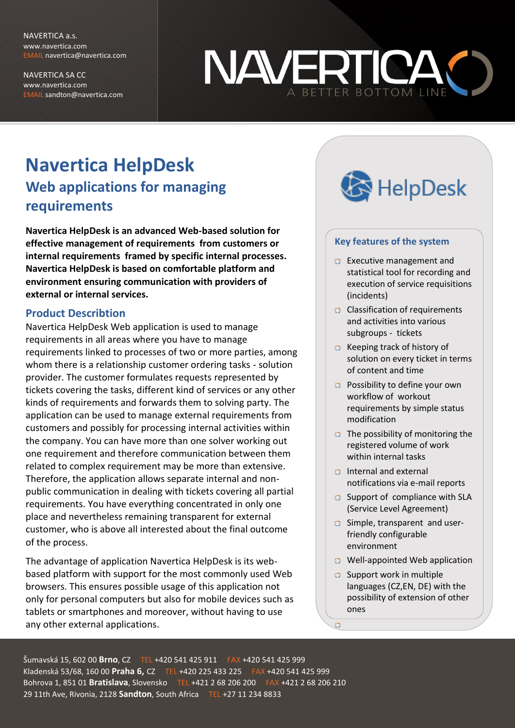NAVERTICA a.s.
www.navertica.com
EMAIL navertica@navertica.com

NAVERTICA SA CC
www.navertica.com
EMAIL sandton@navertica.com

NAVERTICA
A BETTER BOTTOM LINE

# Navertica HelpDesk

## Web applications for managing requirements

**Navertica HelpDesk is an advanced Web-based solution for effective management of requirements from customers or internal requirements framed by specific internal processes. Navertica HelpDesk is based on comfortable platform and environment ensuring communication with providers of external or internal services.**

### Product Describtion

Navertica HelpDesk Web application is used to manage requirements in all areas where you have to manage requirements linked to processes of two or more parties, among whom there is a relationship customer ordering tasks - solution provider. The customer formulates requests represented by tickets covering the tasks, different kind of services or any other kinds of requirements and forwards them to solving party. The application can be used to manage external requirements from customers and possibly for processing internal activities within the company. You can have more than one solver working out one requirement and therefore communication between them related to complex requirement may be more than extensive. Therefore, the application allows separate internal and non-public communication in dealing with tickets covering all partial requirements. You have everything concentrated in only one place and nevertheless remaining transparent for external customer, who is above all interested about the final outcome of the process.

The advantage of application Navertica HelpDesk is its web-based platform with support for the most commonly used Web browsers. This ensures possible usage of this application not only for personal computers but also for mobile devices such as tablets or smartphones and moreover, without having to use any other external applications.

HelpDesk

### Key features of the system

- Executive management and statistical tool for recording and execution of service requisitions (incidents)
- Classification of requirements and activities into various subgroups - tickets
- Keeping track of history of solution on every ticket in terms of content and time
- Possibility to define your own workflow of workout requirements by simple status modification
- The possibility of monitoring the registered volume of work within internal tasks
- Internal and external notifications via e-mail reports
- Support of compliance with SLA (Service Level Agreement)
- Simple, transparent and user-friendly configurable environment
- Well-appointed Web application
- Support work in multiple languages (CZ,EN, DE) with the possibility of extension of other ones

Šumavská 15, 602 00 **Brno**, CZ TEL +420 541 425 911 FAX +420 541 425 999
Kladenská 53/68, 160 00 **Praha 6,** CZ TEL +420 225 433 225 FAX +420 541 425 999
Bohrova 1, 851 01 **Bratislava**, Slovensko TEL +421 2 68 206 200 FAX +421 2 68 206 210
29 11th Ave, Rivonia, 2128 **Sandton**, South Africa TEL +27 11 234 8833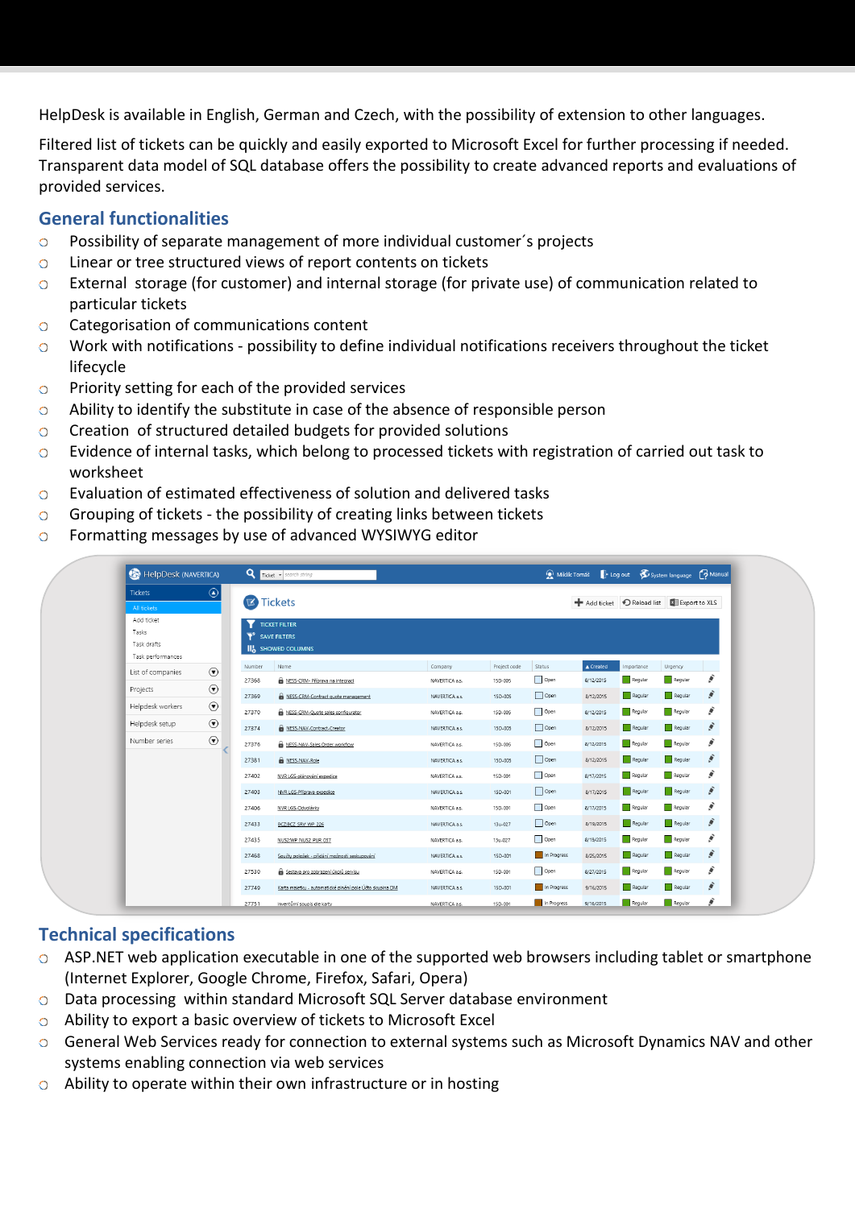HelpDesk is available in English, German and Czech, with the possibility of extension to other languages.

Filtered list of tickets can be quickly and easily exported to Microsoft Excel for further processing if needed. Transparent data model of SQL database offers the possibility to create advanced reports and evaluations of provided services.

## General functionalities

- Possibility of separate management of more individual customer´s projects
- Linear or tree structured views of report contents on tickets
- External storage (for customer) and internal storage (for private use) of communication related to particular tickets
- Categorisation of communications content
- Work with notifications - possibility to define individual notifications receivers throughout the ticket lifecycle
- Priority setting for each of the provided services
- Ability to identify the substitute in case of the absence of responsible person
- Creation of structured detailed budgets for provided solutions
- Evidence of internal tasks, which belong to processed tickets with registration of carried out task to worksheet
- Evaluation of estimated effectiveness of solution and delivered tasks
- Grouping of tickets - the possibility of creating links between tickets
- Formatting messages by use of advanced WYSIWYG editor

## Technical specifications

- ASP.NET web application executable in one of the supported web browsers including tablet or smartphone (Internet Explorer, Google Chrome, Firefox, Safari, Opera)
- Data processing within standard Microsoft SQL Server database environment
- Ability to export a basic overview of tickets to Microsoft Excel
- General Web Services ready for connection to external systems such as Microsoft Dynamics NAV and other systems enabling connection via web services
- Ability to operate within their own infrastructure or in hosting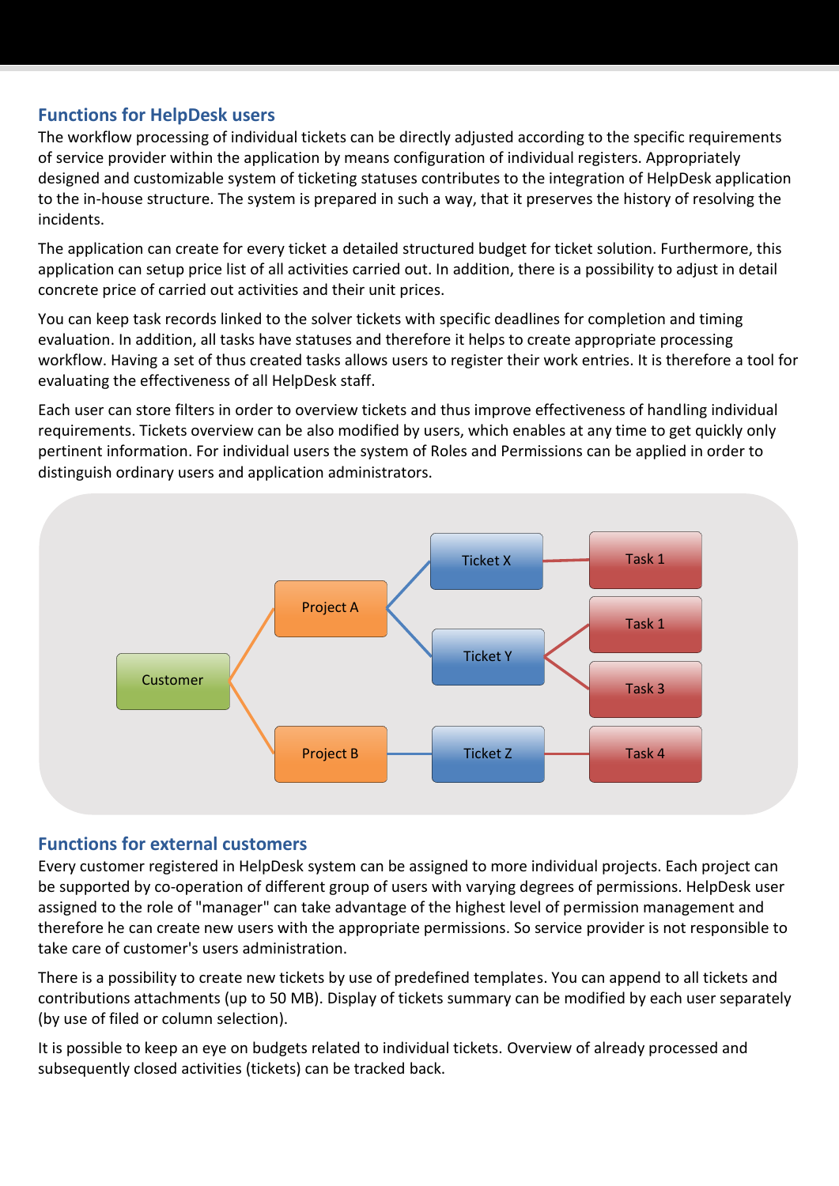## Functions for HelpDesk users

The workflow processing of individual tickets can be directly adjusted according to the specific requirements of service provider within the application by means configuration of individual registers. Appropriately designed and customizable system of ticketing statuses contributes to the integration of HelpDesk application to the in-house structure. The system is prepared in such a way, that it preserves the history of resolving the incidents.

The application can create for every ticket a detailed structured budget for ticket solution. Furthermore, this application can setup price list of all activities carried out. In addition, there is a possibility to adjust in detail concrete price of carried out activities and their unit prices.

You can keep task records linked to the solver tickets with specific deadlines for completion and timing evaluation. In addition, all tasks have statuses and therefore it helps to create appropriate processing workflow. Having a set of thus created tasks allows users to register their work entries. It is therefore a tool for evaluating the effectiveness of all HelpDesk staff.

Each user can store filters in order to overview tickets and thus improve effectiveness of handling individual requirements. Tickets overview can be also modified by users, which enables at any time to get quickly only pertinent information. For individual users the system of Roles and Permissions can be applied in order to distinguish ordinary users and application administrators.

## Functions for external customers

Every customer registered in HelpDesk system can be assigned to more individual projects. Each project can be supported by co-operation of different group of users with varying degrees of permissions. HelpDesk user assigned to the role of "manager" can take advantage of the highest level of permission management and therefore he can create new users with the appropriate permissions. So service provider is not responsible to take care of customer's users administration.

There is a possibility to create new tickets by use of predefined templates. You can append to all tickets and contributions attachments (up to 50 MB). Display of tickets summary can be modified by each user separately (by use of filed or column selection).

It is possible to keep an eye on budgets related to individual tickets. Overview of already processed and subsequently closed activities (tickets) can be tracked back.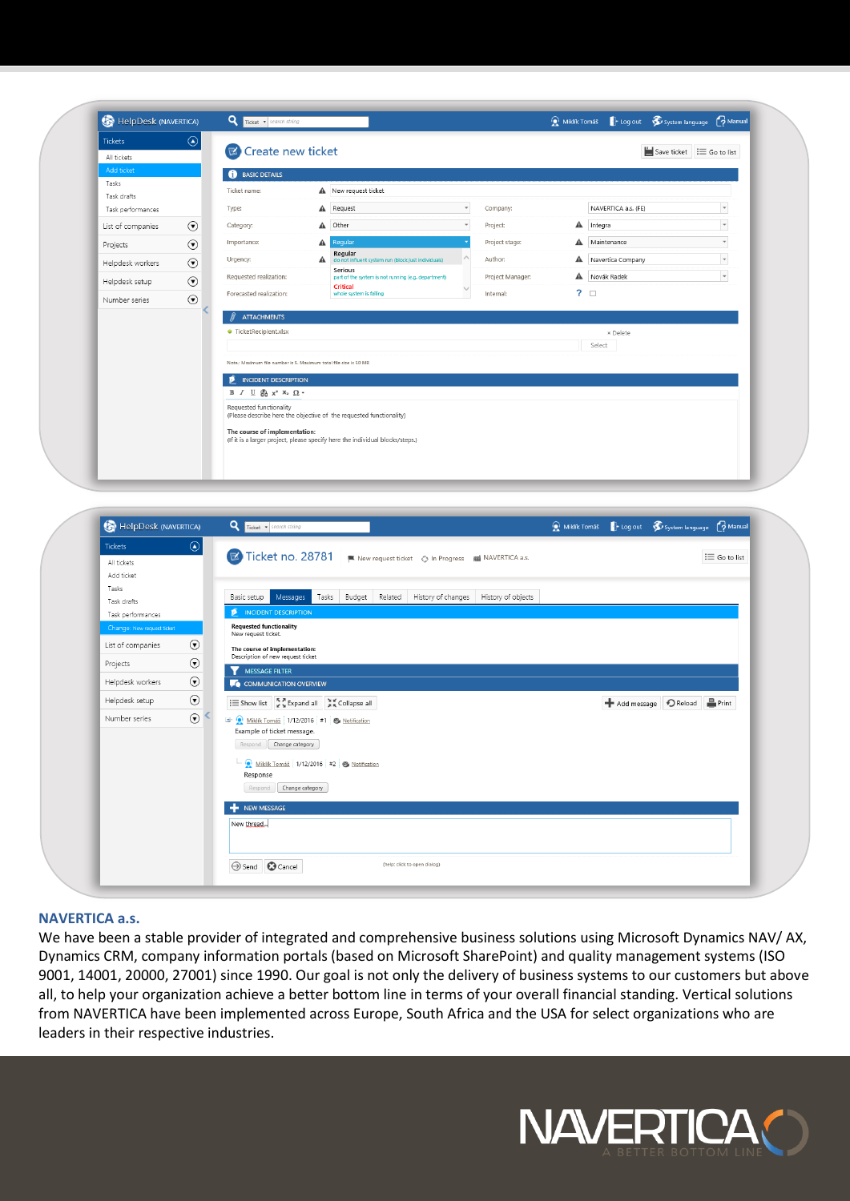## NAVERTICA a.s.

We have been a stable provider of integrated and comprehensive business solutions using Microsoft Dynamics NAV/ AX, Dynamics CRM, company information portals (based on Microsoft SharePoint) and quality management systems (ISO 9001, 14001, 20000, 27001) since 1990. Our goal is not only the delivery of business systems to our customers but above all, to help your organization achieve a better bottom line in terms of your overall financial standing. Vertical solutions from NAVERTICA have been implemented across Europe, South Africa and the USA for select organizations who are leaders in their respective industries.

NAVERTICA

A BETTER BOTTOM LINE